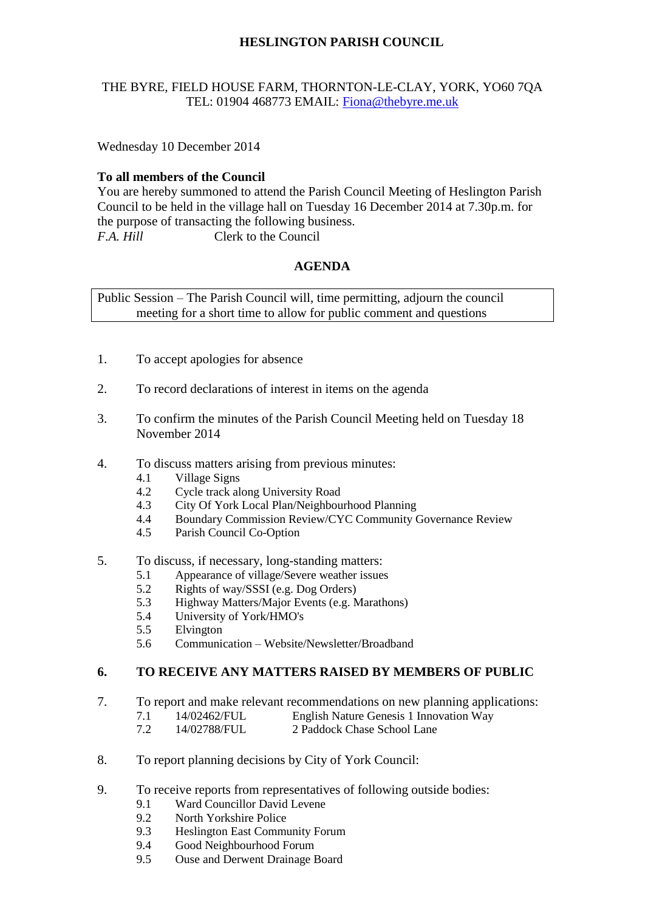# HESLINGTON PARISH COUNCIL

THE BYRE, FIELD HOUSE FARM, THORNTON-LE-CLAY, YORK, YO60 7QA
TEL: 01904 468773 EMAIL: Fiona@thebyre.me.uk

Wednesday 10 December 2014

**To all members of the Council**
You are hereby summoned to attend the Parish Council Meeting of Heslington Parish Council to be held in the village hall on Tuesday 16 December 2014 at 7.30p.m. for the purpose of transacting the following business.
*F.A. Hill* Clerk to the Council

## AGENDA

Public Session – The Parish Council will, time permitting, adjourn the council meeting for a short time to allow for public comment and questions

1. To accept apologies for absence

2. To record declarations of interest in items on the agenda

3. To confirm the minutes of the Parish Council Meeting held on Tuesday 18 November 2014

4. To discuss matters arising from previous minutes:
   - 4.1 Village Signs
   - 4.2 Cycle track along University Road
   - 4.3 City Of York Local Plan/Neighbourhood Planning
   - 4.4 Boundary Commission Review/CYC Community Governance Review
   - 4.5 Parish Council Co-Option

5. To discuss, if necessary, long-standing matters:
   - 5.1 Appearance of village/Severe weather issues
   - 5.2 Rights of way/SSSI (e.g. Dog Orders)
   - 5.3 Highway Matters/Major Events (e.g. Marathons)
   - 5.4 University of York/HMO's
   - 5.5 Elvington
   - 5.6 Communication – Website/Newsletter/Broadband

6. **TO RECEIVE ANY MATTERS RAISED BY MEMBERS OF PUBLIC**

7. To report and make relevant recommendations on new planning applications:
   - 7.1 14/02462/FUL English Nature Genesis 1 Innovation Way
   - 7.2 14/02788/FUL 2 Paddock Chase School Lane

8. To report planning decisions by City of York Council:

9. To receive reports from representatives of following outside bodies:
   - 9.1 Ward Councillor David Levene
   - 9.2 North Yorkshire Police
   - 9.3 Heslington East Community Forum
   - 9.4 Good Neighbourhood Forum
   - 9.5 Ouse and Derwent Drainage Board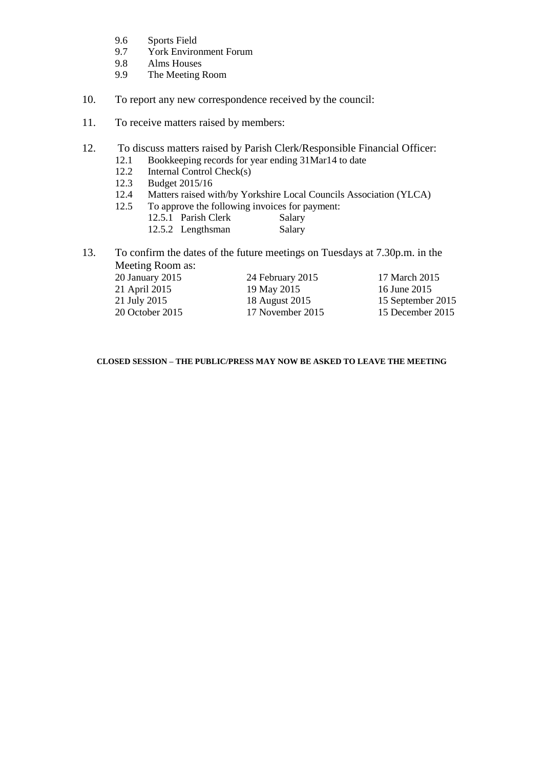9.6 Sports Field
9.7 York Environment Forum
9.8 Alms Houses
9.9 The Meeting Room

10. To report any new correspondence received by the council:

11. To receive matters raised by members:

12. To discuss matters raised by Parish Clerk/Responsible Financial Officer:
    - 12.1 Bookkeeping records for year ending 31Mar14 to date
    - 12.2 Internal Control Check(s)
    - 12.3 Budget 2015/16
    - 12.4 Matters raised with/by Yorkshire Local Councils Association (YLCA)
    - 12.5 To approve the following invoices for payment:
        - 12.5.1 Parish Clerk Salary
        - 12.5.2 Lengthsman Salary

13. To confirm the dates of the future meetings on Tuesdays at 7.30p.m. in the Meeting Room as:

| | | |
|---|---|---|
| 20 January 2015 | 24 February 2015 | 17 March 2015 |
| 21 April 2015 | 19 May 2015 | 16 June 2015 |
| 21 July 2015 | 18 August 2015 | 15 September 2015 |
| 20 October 2015 | 17 November 2015 | 15 December 2015 |

**CLOSED SESSION – THE PUBLIC/PRESS MAY NOW BE ASKED TO LEAVE THE MEETING**